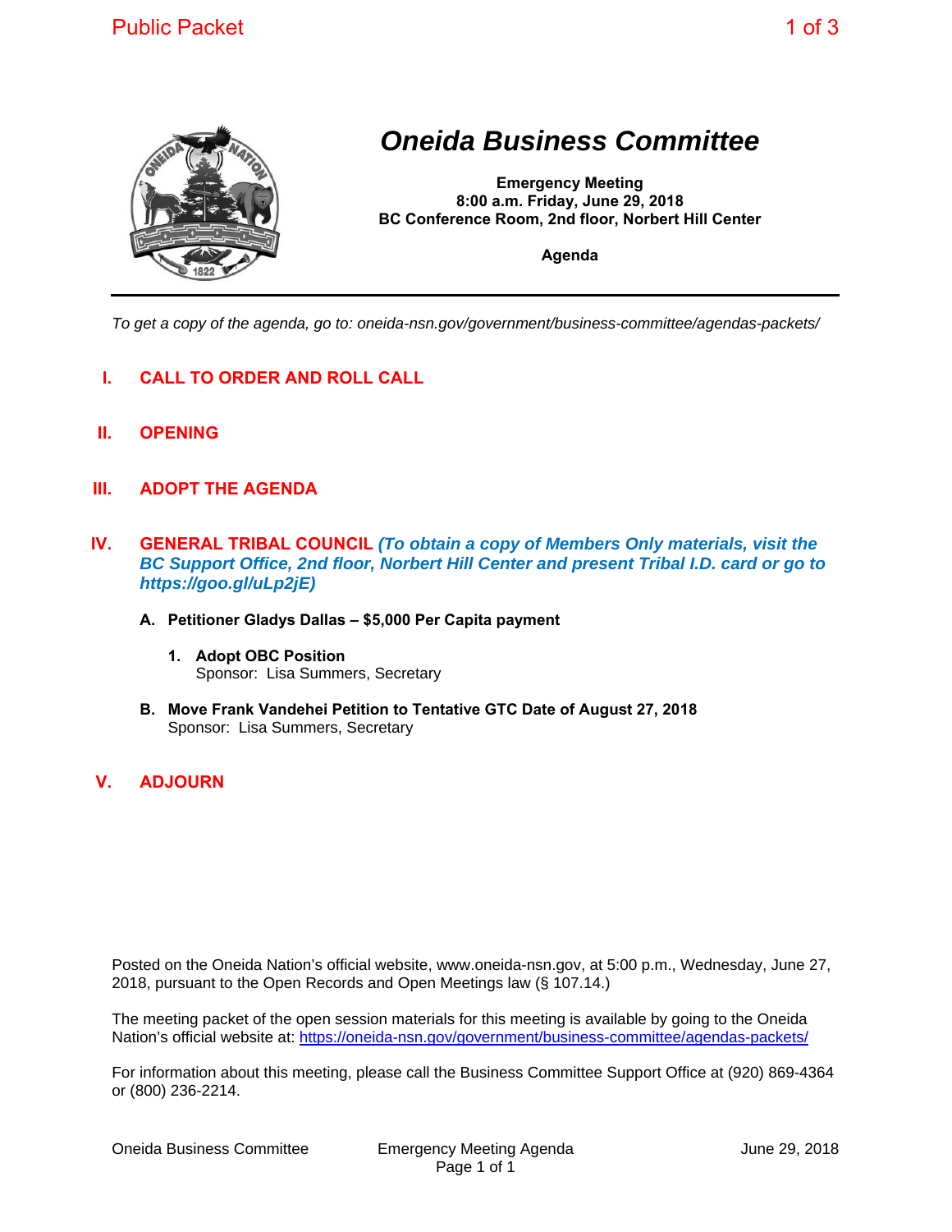# Oneida Business Committee

**Emergency Meeting**
**8:00 a.m. Friday, June 29, 2018**
**BC Conference Room, 2nd floor, Norbert Hill Center**

**Agenda**

---

*To get a copy of the agenda, go to: oneida-nsn.gov/government/business-committee/agendas-packets/*

## I. CALL TO ORDER AND ROLL CALL

## II. OPENING

## III. ADOPT THE AGENDA

## IV. GENERAL TRIBAL COUNCIL *(To obtain a copy of Members Only materials, visit the BC Support Office, 2nd floor, Norbert Hill Center and present Tribal I.D. card or go to https://goo.gl/uLp2jE)*

**A. Petitioner Gladys Dallas – $5,000 Per Capita payment**

**1. Adopt OBC Position**
Sponsor: Lisa Summers, Secretary

**B. Move Frank Vandehei Petition to Tentative GTC Date of August 27, 2018**
Sponsor: Lisa Summers, Secretary

## V. ADJOURN

Posted on the Oneida Nation's official website, www.oneida-nsn.gov, at 5:00 p.m., Wednesday, June 27, 2018, pursuant to the Open Records and Open Meetings law (§ 107.14.)

The meeting packet of the open session materials for this meeting is available by going to the Oneida Nation's official website at: https://oneida-nsn.gov/government/business-committee/agendas-packets/

For information about this meeting, please call the Business Committee Support Office at (920) 869-4364 or (800) 236-2214.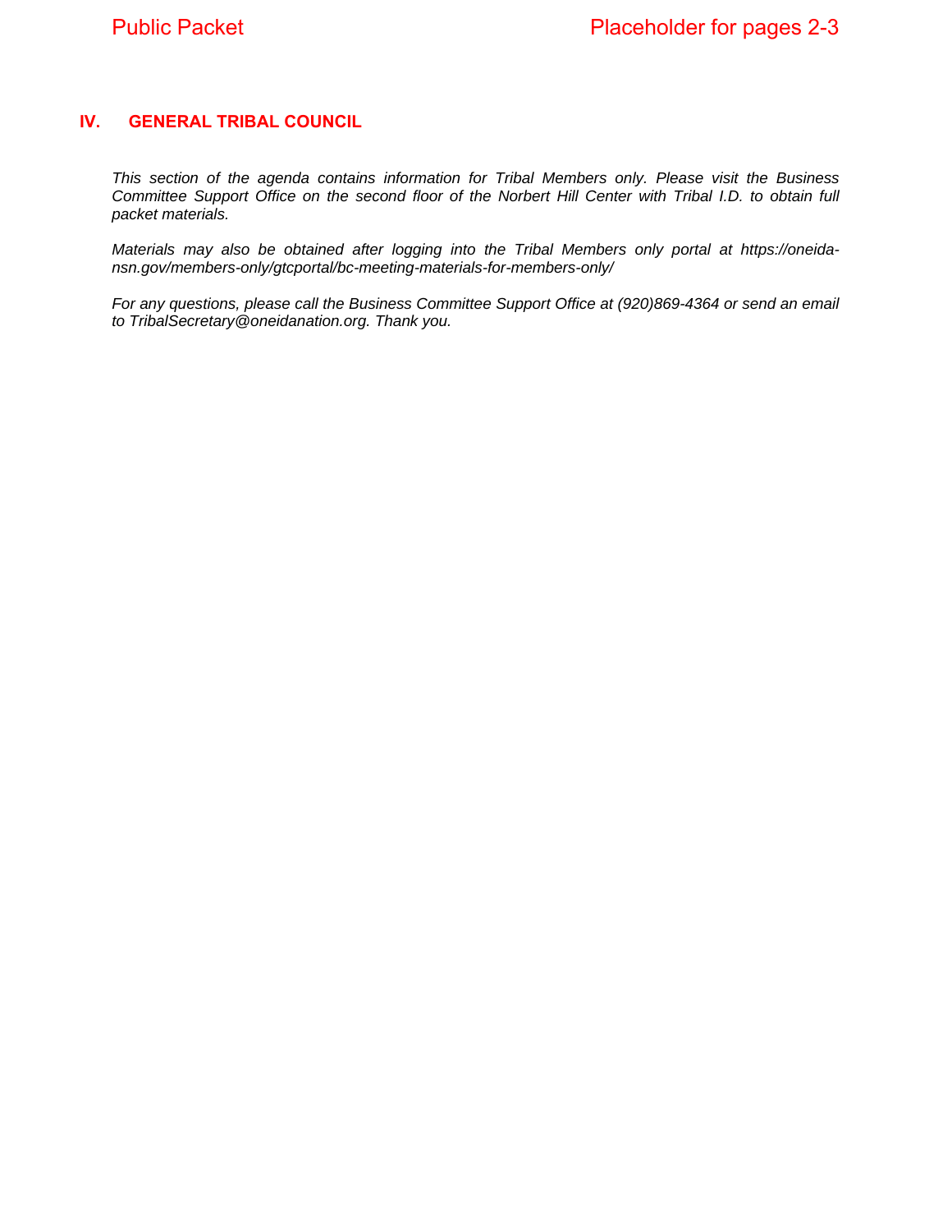Public Packet

Placeholder for pages 2-3

## IV. GENERAL TRIBAL COUNCIL

*This section of the agenda contains information for Tribal Members only. Please visit the Business Committee Support Office on the second floor of the Norbert Hill Center with Tribal I.D. to obtain full packet materials.*

*Materials may also be obtained after logging into the Tribal Members only portal at https://oneida-nsn.gov/members-only/gtcportal/bc-meeting-materials-for-members-only/*

*For any questions, please call the Business Committee Support Office at (920)869-4364 or send an email to TribalSecretary@oneidanation.org. Thank you.*